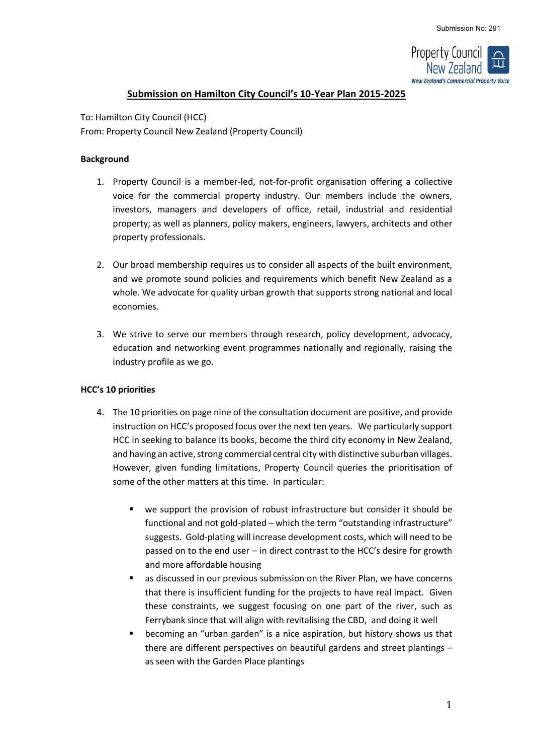Submission No: 291

Property Council New Zealand
*New Zealand's Commercial Property Voice*

# Submission on Hamilton City Council's 10-Year Plan 2015-2025

To: Hamilton City Council (HCC)
From: Property Council New Zealand (Property Council)

**Background**

1. Property Council is a member-led, not-for-profit organisation offering a collective voice for the commercial property industry. Our members include the owners, investors, managers and developers of office, retail, industrial and residential property; as well as planners, policy makers, engineers, lawyers, architects and other property professionals.

2. Our broad membership requires us to consider all aspects of the built environment, and we promote sound policies and requirements which benefit New Zealand as a whole. We advocate for quality urban growth that supports strong national and local economies.

3. We strive to serve our members through research, policy development, advocacy, education and networking event programmes nationally and regionally, raising the industry profile as we go.

**HCC's 10 priorities**

4. The 10 priorities on page nine of the consultation document are positive, and provide instruction on HCC's proposed focus over the next ten years. We particularly support HCC in seeking to balance its books, become the third city economy in New Zealand, and having an active, strong commercial central city with distinctive suburban villages. However, given funding limitations, Property Council queries the prioritisation of some of the other matters at this time. In particular:

   - we support the provision of robust infrastructure but consider it should be functional and not gold-plated – which the term "outstanding infrastructure" suggests. Gold-plating will increase development costs, which will need to be passed on to the end user – in direct contrast to the HCC's desire for growth and more affordable housing
   - as discussed in our previous submission on the River Plan, we have concerns that there is insufficient funding for the projects to have real impact. Given these constraints, we suggest focusing on one part of the river, such as Ferrybank since that will align with revitalising the CBD, and doing it well
   - becoming an "urban garden" is a nice aspiration, but history shows us that there are different perspectives on beautiful gardens and street plantings – as seen with the Garden Place plantings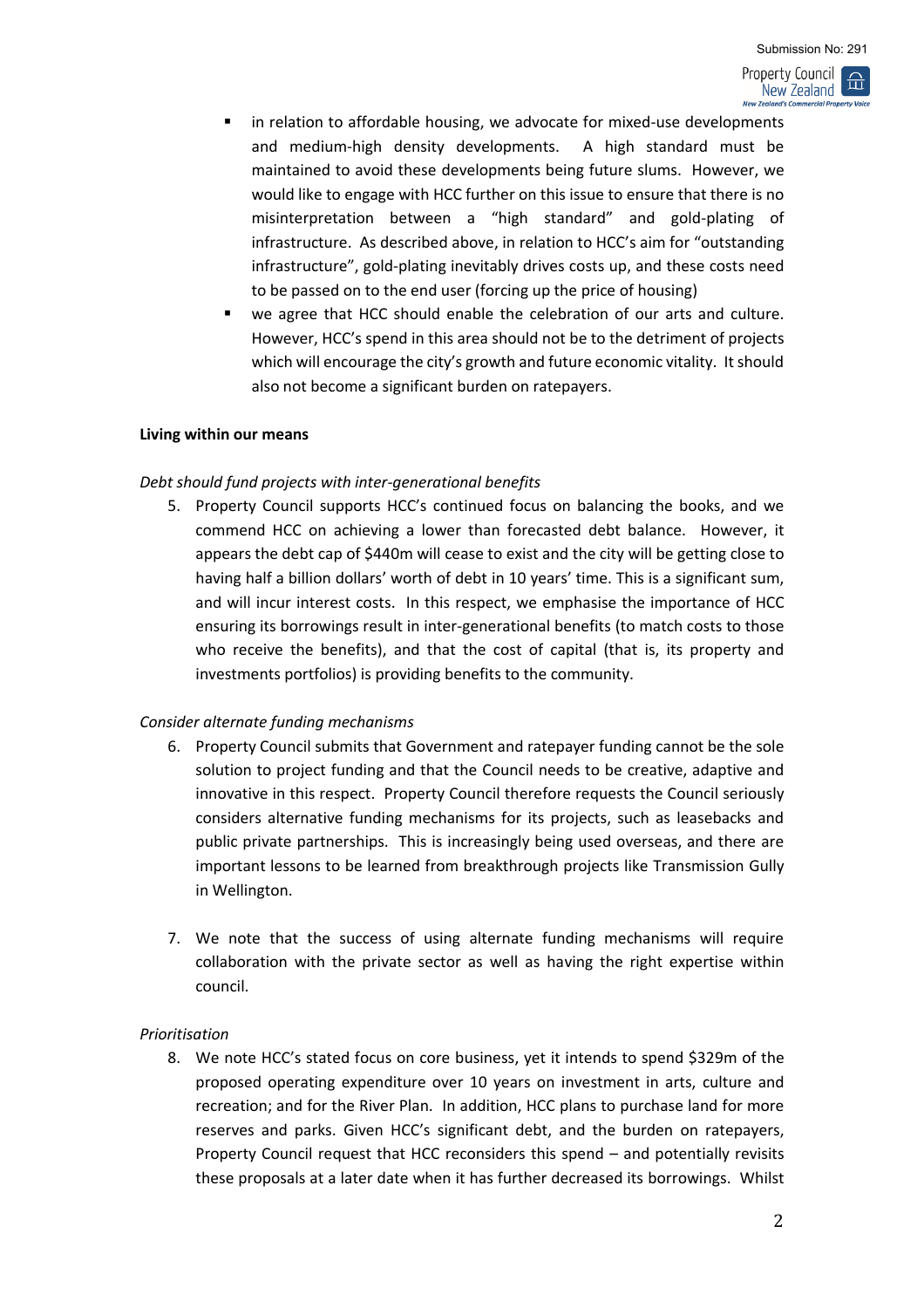- in relation to affordable housing, we advocate for mixed-use developments and medium-high density developments. A high standard must be maintained to avoid these developments being future slums. However, we would like to engage with HCC further on this issue to ensure that there is no misinterpretation between a "high standard" and gold-plating of infrastructure. As described above, in relation to HCC's aim for "outstanding infrastructure", gold-plating inevitably drives costs up, and these costs need to be passed on to the end user (forcing up the price of housing)
- we agree that HCC should enable the celebration of our arts and culture. However, HCC's spend in this area should not be to the detriment of projects which will encourage the city's growth and future economic vitality. It should also not become a significant burden on ratepayers.

**Living within our means**

*Debt should fund projects with inter-generational benefits*

5. Property Council supports HCC's continued focus on balancing the books, and we commend HCC on achieving a lower than forecasted debt balance. However, it appears the debt cap of $440m will cease to exist and the city will be getting close to having half a billion dollars' worth of debt in 10 years' time. This is a significant sum, and will incur interest costs. In this respect, we emphasise the importance of HCC ensuring its borrowings result in inter-generational benefits (to match costs to those who receive the benefits), and that the cost of capital (that is, its property and investments portfolios) is providing benefits to the community.

*Consider alternate funding mechanisms*

6. Property Council submits that Government and ratepayer funding cannot be the sole solution to project funding and that the Council needs to be creative, adaptive and innovative in this respect. Property Council therefore requests the Council seriously considers alternative funding mechanisms for its projects, such as leasebacks and public private partnerships. This is increasingly being used overseas, and there are important lessons to be learned from breakthrough projects like Transmission Gully in Wellington.

7. We note that the success of using alternate funding mechanisms will require collaboration with the private sector as well as having the right expertise within council.

*Prioritisation*

8. We note HCC's stated focus on core business, yet it intends to spend $329m of the proposed operating expenditure over 10 years on investment in arts, culture and recreation; and for the River Plan. In addition, HCC plans to purchase land for more reserves and parks. Given HCC's significant debt, and the burden on ratepayers, Property Council request that HCC reconsiders this spend – and potentially revisits these proposals at a later date when it has further decreased its borrowings. Whilst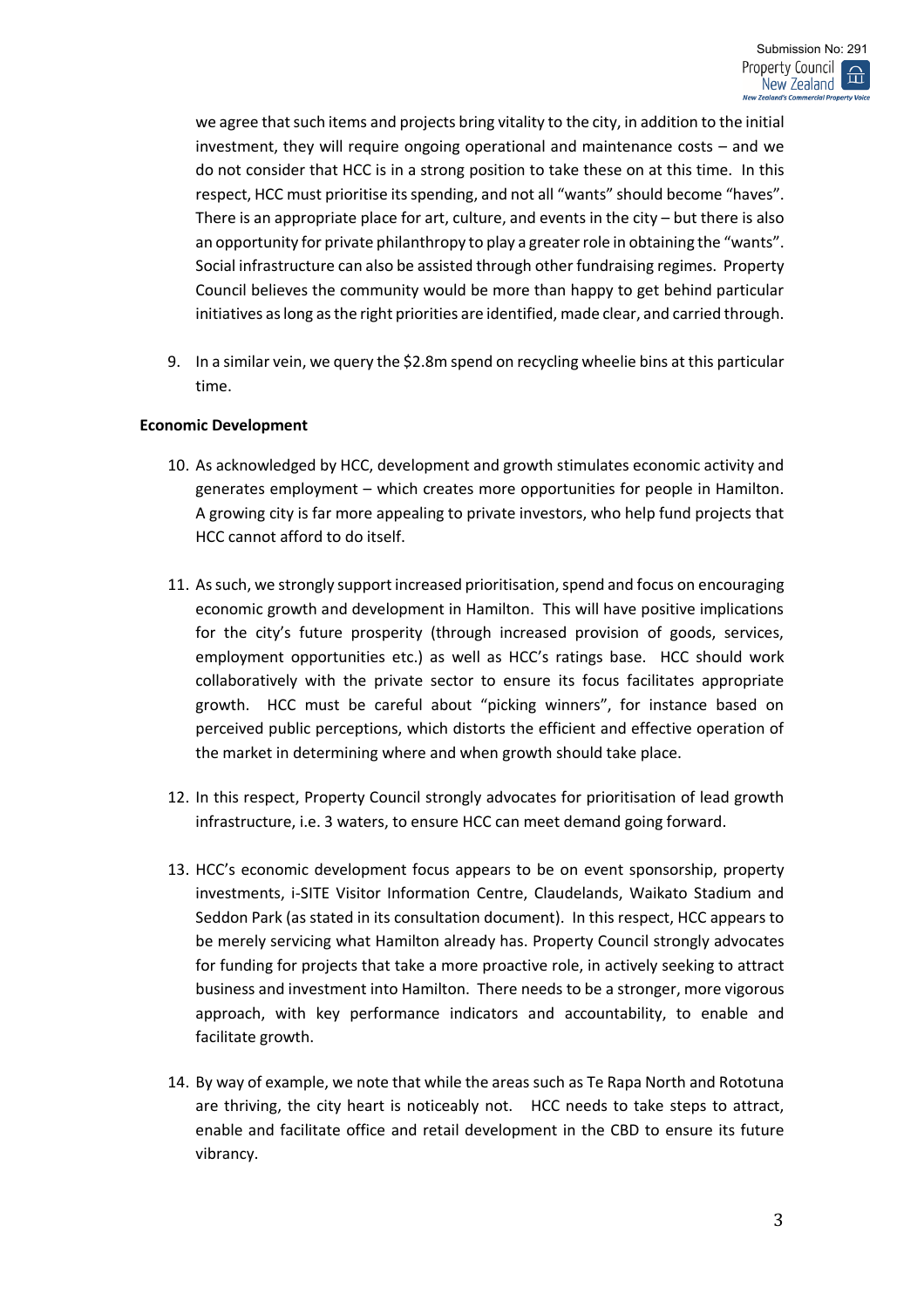we agree that such items and projects bring vitality to the city, in addition to the initial investment, they will require ongoing operational and maintenance costs – and we do not consider that HCC is in a strong position to take these on at this time. In this respect, HCC must prioritise its spending, and not all "wants" should become "haves". There is an appropriate place for art, culture, and events in the city – but there is also an opportunity for private philanthropy to play a greater role in obtaining the "wants". Social infrastructure can also be assisted through other fundraising regimes. Property Council believes the community would be more than happy to get behind particular initiatives as long as the right priorities are identified, made clear, and carried through.

9. In a similar vein, we query the $2.8m spend on recycling wheelie bins at this particular time.

**Economic Development**

10. As acknowledged by HCC, development and growth stimulates economic activity and generates employment – which creates more opportunities for people in Hamilton. A growing city is far more appealing to private investors, who help fund projects that HCC cannot afford to do itself.

11. As such, we strongly support increased prioritisation, spend and focus on encouraging economic growth and development in Hamilton. This will have positive implications for the city's future prosperity (through increased provision of goods, services, employment opportunities etc.) as well as HCC's ratings base. HCC should work collaboratively with the private sector to ensure its focus facilitates appropriate growth. HCC must be careful about "picking winners", for instance based on perceived public perceptions, which distorts the efficient and effective operation of the market in determining where and when growth should take place.

12. In this respect, Property Council strongly advocates for prioritisation of lead growth infrastructure, i.e. 3 waters, to ensure HCC can meet demand going forward.

13. HCC's economic development focus appears to be on event sponsorship, property investments, i-SITE Visitor Information Centre, Claudelands, Waikato Stadium and Seddon Park (as stated in its consultation document). In this respect, HCC appears to be merely servicing what Hamilton already has. Property Council strongly advocates for funding for projects that take a more proactive role, in actively seeking to attract business and investment into Hamilton. There needs to be a stronger, more vigorous approach, with key performance indicators and accountability, to enable and facilitate growth.

14. By way of example, we note that while the areas such as Te Rapa North and Rototuna are thriving, the city heart is noticeably not. HCC needs to take steps to attract, enable and facilitate office and retail development in the CBD to ensure its future vibrancy.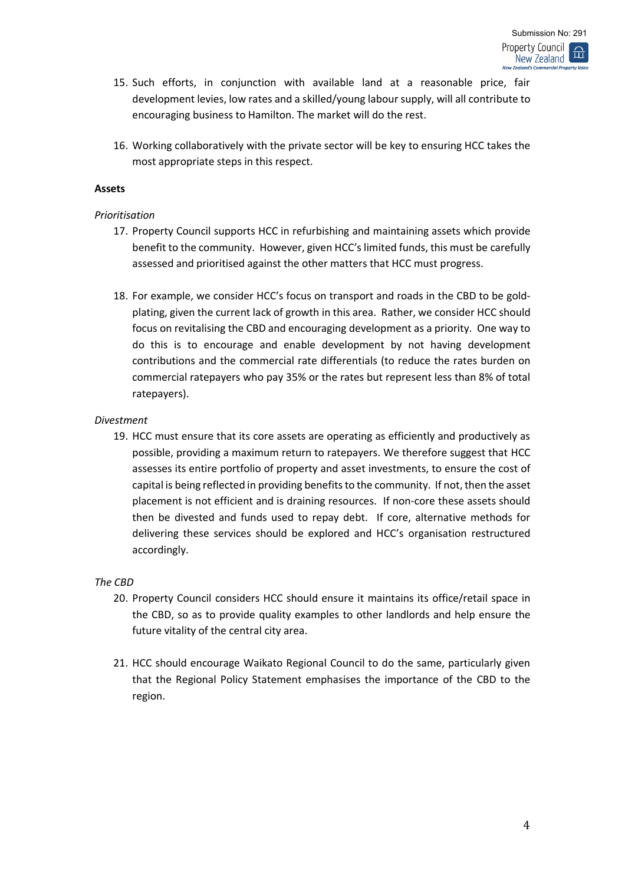15. Such efforts, in conjunction with available land at a reasonable price, fair development levies, low rates and a skilled/young labour supply, will all contribute to encouraging business to Hamilton. The market will do the rest.

16. Working collaboratively with the private sector will be key to ensuring HCC takes the most appropriate steps in this respect.

**Assets**

*Prioritisation*

17. Property Council supports HCC in refurbishing and maintaining assets which provide benefit to the community. However, given HCC's limited funds, this must be carefully assessed and prioritised against the other matters that HCC must progress.

18. For example, we consider HCC's focus on transport and roads in the CBD to be gold-plating, given the current lack of growth in this area. Rather, we consider HCC should focus on revitalising the CBD and encouraging development as a priority. One way to do this is to encourage and enable development by not having development contributions and the commercial rate differentials (to reduce the rates burden on commercial ratepayers who pay 35% or the rates but represent less than 8% of total ratepayers).

*Divestment*

19. HCC must ensure that its core assets are operating as efficiently and productively as possible, providing a maximum return to ratepayers. We therefore suggest that HCC assesses its entire portfolio of property and asset investments, to ensure the cost of capital is being reflected in providing benefits to the community. If not, then the asset placement is not efficient and is draining resources. If non-core these assets should then be divested and funds used to repay debt. If core, alternative methods for delivering these services should be explored and HCC's organisation restructured accordingly.

*The CBD*

20. Property Council considers HCC should ensure it maintains its office/retail space in the CBD, so as to provide quality examples to other landlords and help ensure the future vitality of the central city area.

21. HCC should encourage Waikato Regional Council to do the same, particularly given that the Regional Policy Statement emphasises the importance of the CBD to the region.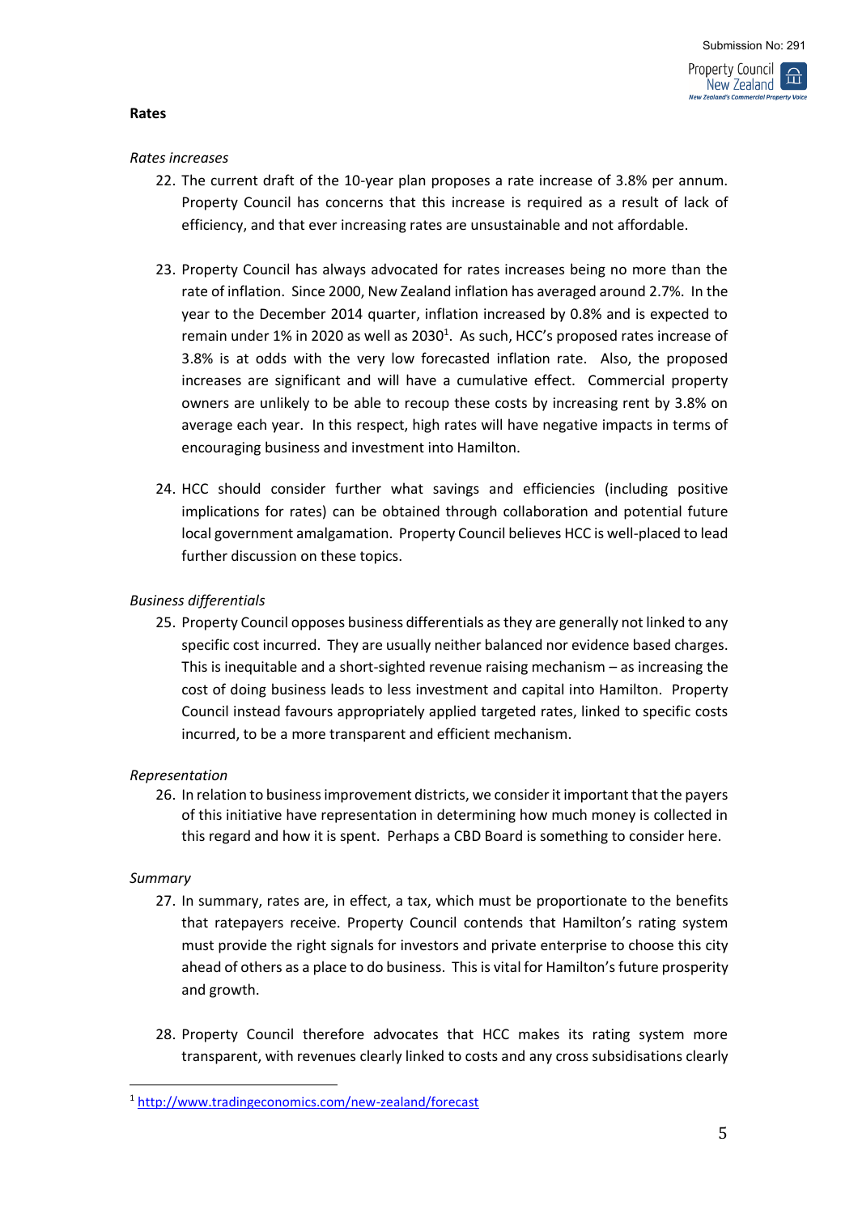**Rates**

*Rates increases*

22. The current draft of the 10-year plan proposes a rate increase of 3.8% per annum. Property Council has concerns that this increase is required as a result of lack of efficiency, and that ever increasing rates are unsustainable and not affordable.

23. Property Council has always advocated for rates increases being no more than the rate of inflation. Since 2000, New Zealand inflation has averaged around 2.7%. In the year to the December 2014 quarter, inflation increased by 0.8% and is expected to remain under 1% in 2020 as well as 2030[1]. As such, HCC's proposed rates increase of 3.8% is at odds with the very low forecasted inflation rate. Also, the proposed increases are significant and will have a cumulative effect. Commercial property owners are unlikely to be able to recoup these costs by increasing rent by 3.8% on average each year. In this respect, high rates will have negative impacts in terms of encouraging business and investment into Hamilton.

24. HCC should consider further what savings and efficiencies (including positive implications for rates) can be obtained through collaboration and potential future local government amalgamation. Property Council believes HCC is well-placed to lead further discussion on these topics.

*Business differentials*

25. Property Council opposes business differentials as they are generally not linked to any specific cost incurred. They are usually neither balanced nor evidence based charges. This is inequitable and a short-sighted revenue raising mechanism – as increasing the cost of doing business leads to less investment and capital into Hamilton. Property Council instead favours appropriately applied targeted rates, linked to specific costs incurred, to be a more transparent and efficient mechanism.

*Representation*

26. In relation to business improvement districts, we consider it important that the payers of this initiative have representation in determining how much money is collected in this regard and how it is spent. Perhaps a CBD Board is something to consider here.

*Summary*

27. In summary, rates are, in effect, a tax, which must be proportionate to the benefits that ratepayers receive. Property Council contends that Hamilton's rating system must provide the right signals for investors and private enterprise to choose this city ahead of others as a place to do business. This is vital for Hamilton's future prosperity and growth.

28. Property Council therefore advocates that HCC makes its rating system more transparent, with revenues clearly linked to costs and any cross subsidisations clearly

---

[1] http://www.tradingeconomics.com/new-zealand/forecast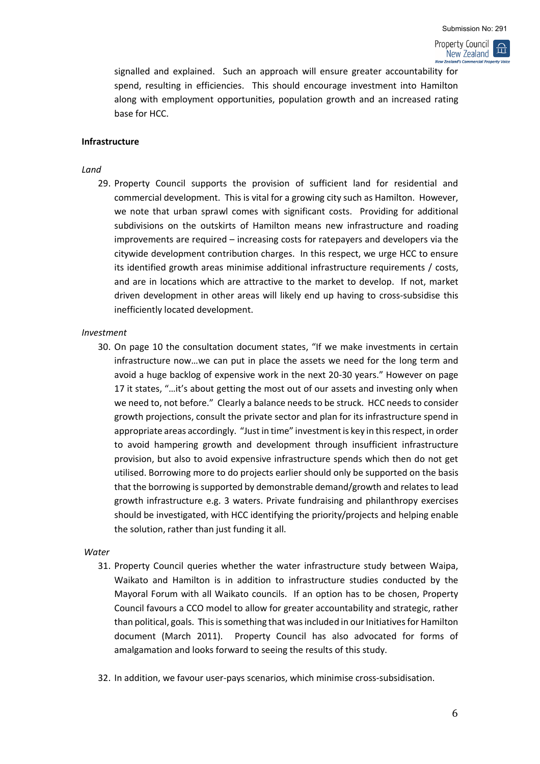signalled and explained. Such an approach will ensure greater accountability for spend, resulting in efficiencies. This should encourage investment into Hamilton along with employment opportunities, population growth and an increased rating base for HCC.

**Infrastructure**

*Land*

29. Property Council supports the provision of sufficient land for residential and commercial development. This is vital for a growing city such as Hamilton. However, we note that urban sprawl comes with significant costs. Providing for additional subdivisions on the outskirts of Hamilton means new infrastructure and roading improvements are required – increasing costs for ratepayers and developers via the citywide development contribution charges. In this respect, we urge HCC to ensure its identified growth areas minimise additional infrastructure requirements / costs, and are in locations which are attractive to the market to develop. If not, market driven development in other areas will likely end up having to cross-subsidise this inefficiently located development.

*Investment*

30. On page 10 the consultation document states, "If we make investments in certain infrastructure now…we can put in place the assets we need for the long term and avoid a huge backlog of expensive work in the next 20-30 years." However on page 17 it states, "…it's about getting the most out of our assets and investing only when we need to, not before." Clearly a balance needs to be struck. HCC needs to consider growth projections, consult the private sector and plan for its infrastructure spend in appropriate areas accordingly. "Just in time" investment is key in this respect, in order to avoid hampering growth and development through insufficient infrastructure provision, but also to avoid expensive infrastructure spends which then do not get utilised. Borrowing more to do projects earlier should only be supported on the basis that the borrowing is supported by demonstrable demand/growth and relates to lead growth infrastructure e.g. 3 waters. Private fundraising and philanthropy exercises should be investigated, with HCC identifying the priority/projects and helping enable the solution, rather than just funding it all.

*Water*

31. Property Council queries whether the water infrastructure study between Waipa, Waikato and Hamilton is in addition to infrastructure studies conducted by the Mayoral Forum with all Waikato councils. If an option has to be chosen, Property Council favours a CCO model to allow for greater accountability and strategic, rather than political, goals. This is something that was included in our Initiatives for Hamilton document (March 2011). Property Council has also advocated for forms of amalgamation and looks forward to seeing the results of this study.

32. In addition, we favour user-pays scenarios, which minimise cross-subsidisation.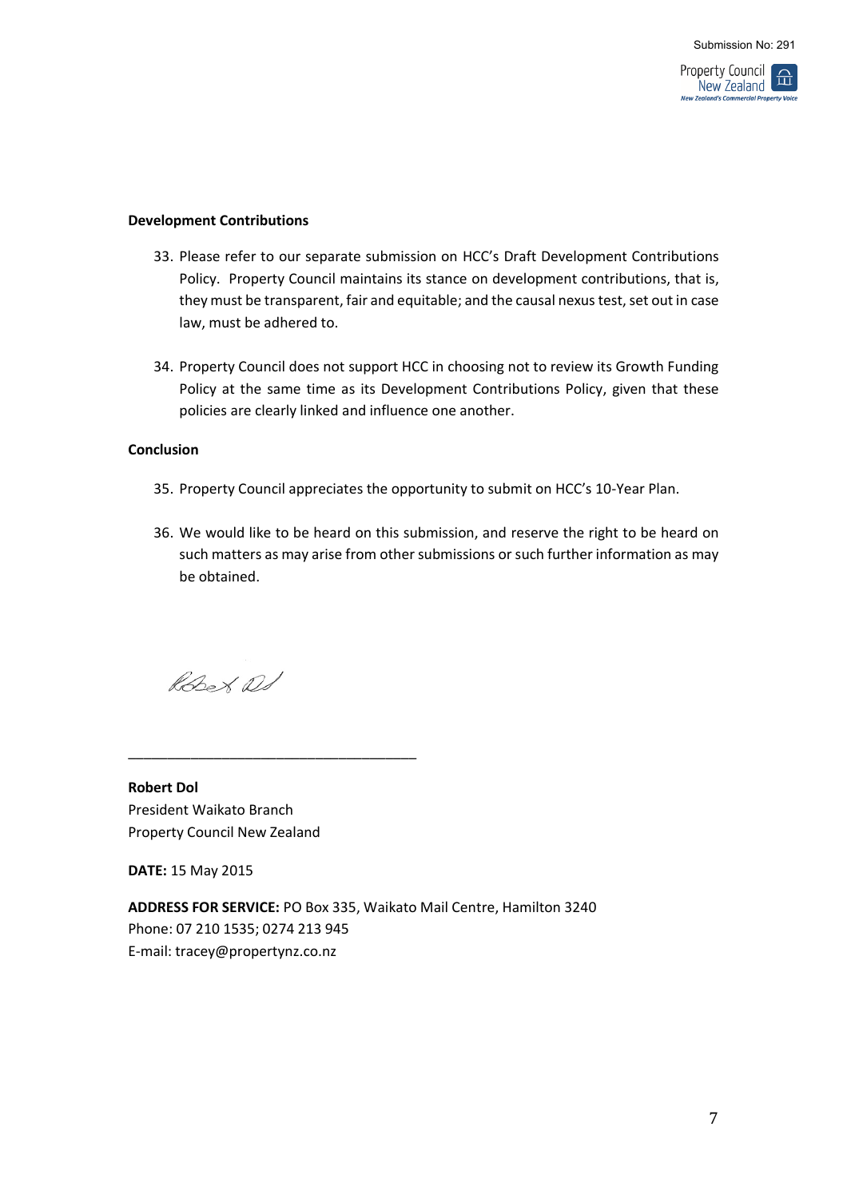Submission No: 291

**Development Contributions**

33. Please refer to our separate submission on HCC's Draft Development Contributions Policy. Property Council maintains its stance on development contributions, that is, they must be transparent, fair and equitable; and the causal nexus test, set out in case law, must be adhered to.

34. Property Council does not support HCC in choosing not to review its Growth Funding Policy at the same time as its Development Contributions Policy, given that these policies are clearly linked and influence one another.

**Conclusion**

35. Property Council appreciates the opportunity to submit on HCC's 10-Year Plan.

36. We would like to be heard on this submission, and reserve the right to be heard on such matters as may arise from other submissions or such further information as may be obtained.

\_\_\_\_\_\_\_\_\_\_\_\_\_\_\_\_\_\_\_\_\_\_\_\_\_\_\_\_\_\_\_\_\_\_\_\_

**Robert Dol**
President Waikato Branch
Property Council New Zealand

**DATE:** 15 May 2015

**ADDRESS FOR SERVICE:** PO Box 335, Waikato Mail Centre, Hamilton 3240
Phone: 07 210 1535; 0274 213 945
E-mail: tracey@propertynz.co.nz